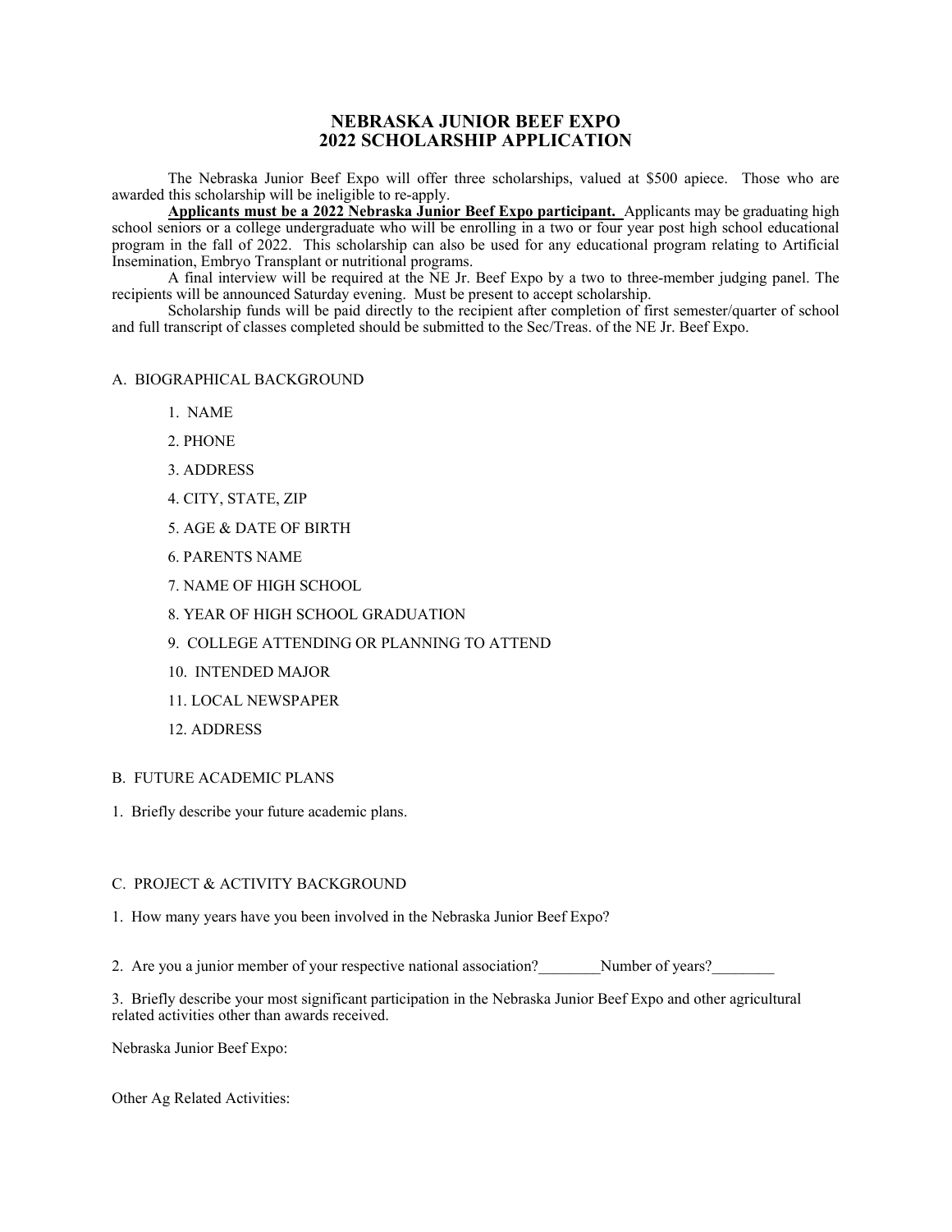# NEBRASKA JUNIOR BEEF EXPO
# 2022 SCHOLARSHIP APPLICATION

The Nebraska Junior Beef Expo will offer three scholarships, valued at $500 apiece. Those who are awarded this scholarship will be ineligible to re-apply.

**Applicants must be a 2022 Nebraska Junior Beef Expo participant.** Applicants may be graduating high school seniors or a college undergraduate who will be enrolling in a two or four year post high school educational program in the fall of 2022. This scholarship can also be used for any educational program relating to Artificial Insemination, Embryo Transplant or nutritional programs.

A final interview will be required at the NE Jr. Beef Expo by a two to three-member judging panel. The recipients will be announced Saturday evening. Must be present to accept scholarship.

Scholarship funds will be paid directly to the recipient after completion of first semester/quarter of school and full transcript of classes completed should be submitted to the Sec/Treas. of the NE Jr. Beef Expo.

## A. BIOGRAPHICAL BACKGROUND

1. NAME
2. PHONE
3. ADDRESS
4. CITY, STATE, ZIP
5. AGE & DATE OF BIRTH
6. PARENTS NAME
7. NAME OF HIGH SCHOOL
8. YEAR OF HIGH SCHOOL GRADUATION
9. COLLEGE ATTENDING OR PLANNING TO ATTEND
10. INTENDED MAJOR
11. LOCAL NEWSPAPER
12. ADDRESS

## B. FUTURE ACADEMIC PLANS

1. Briefly describe your future academic plans.

## C. PROJECT & ACTIVITY BACKGROUND

1. How many years have you been involved in the Nebraska Junior Beef Expo?

2. Are you a junior member of your respective national association?________Number of years?________

3. Briefly describe your most significant participation in the Nebraska Junior Beef Expo and other agricultural related activities other than awards received.

Nebraska Junior Beef Expo:

Other Ag Related Activities: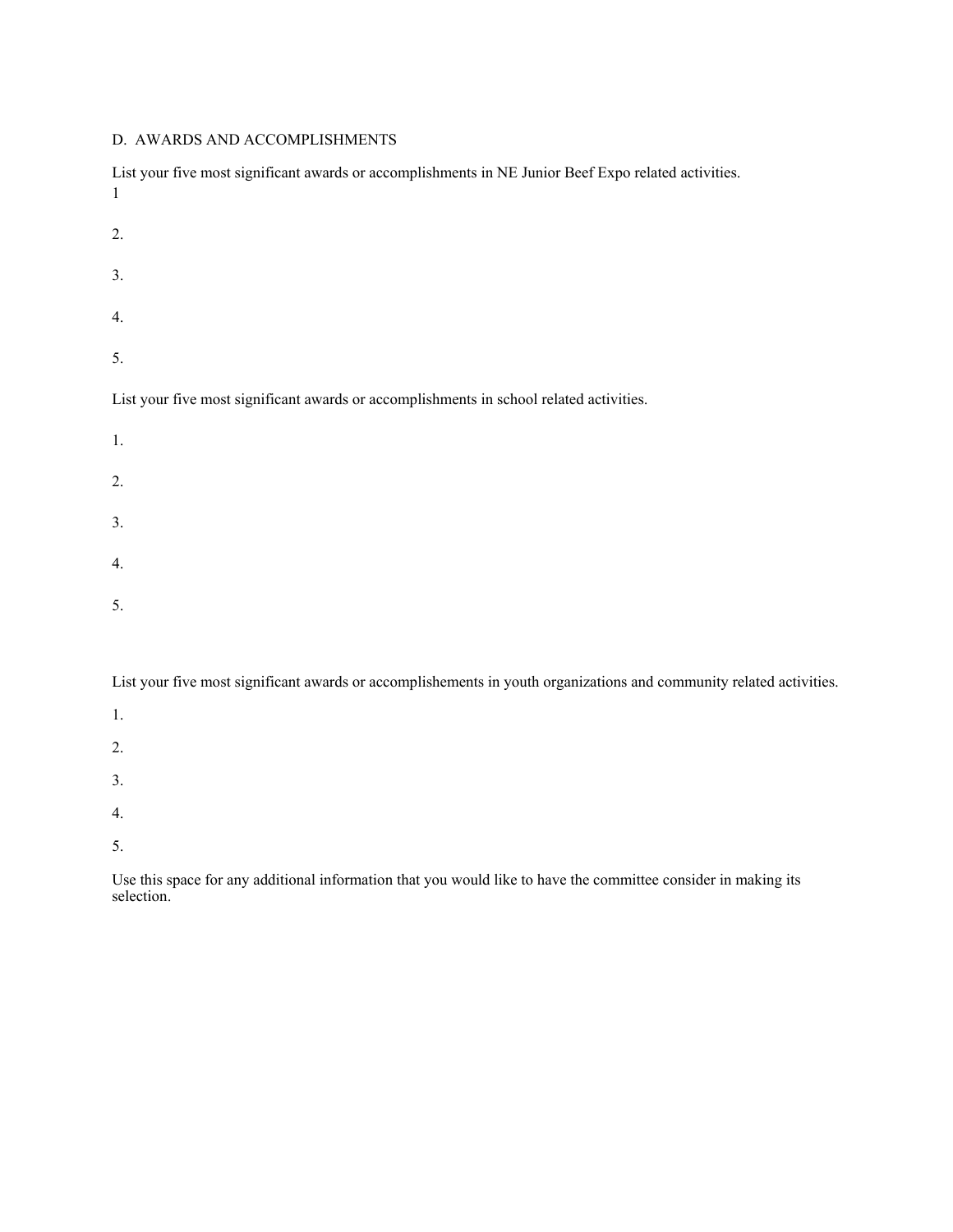D. AWARDS AND ACCOMPLISHMENTS

List your five most significant awards or accomplishments in NE Junior Beef Expo related activities.

1

2.

3.

4.

5.

List your five most significant awards or accomplishments in school related activities.

1.

2.

3.

4.

5.

List your five most significant awards or accomplishements in youth organizations and community related activities.

1.

2.

3.

4.

5.

Use this space for any additional information that you would like to have the committee consider in making its selection.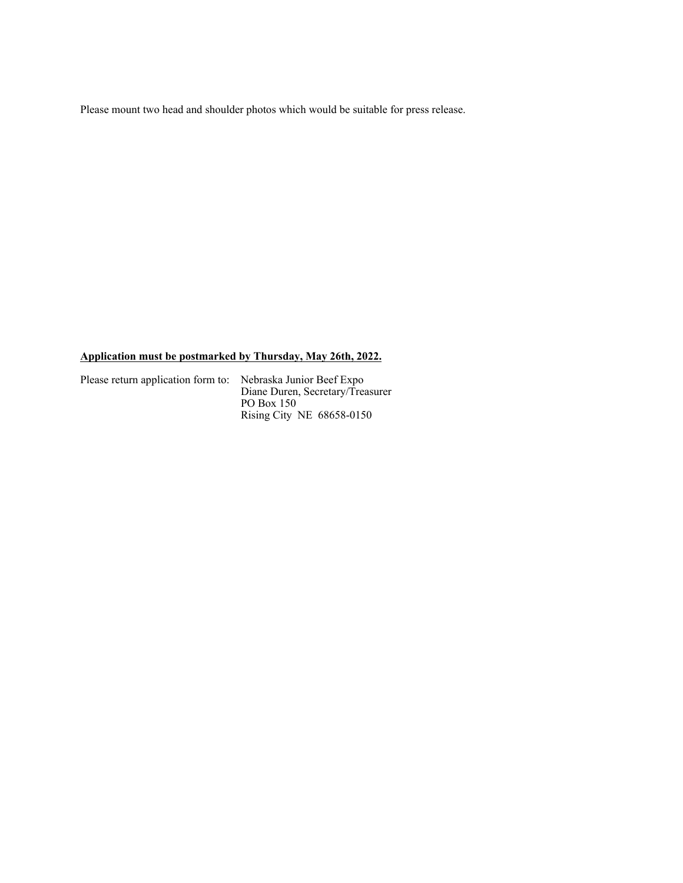Please mount two head and shoulder photos which would be suitable for press release.

**Application must be postmarked by Thursday, May 26th, 2022.**

Please return application form to: Nebraska Junior Beef Expo
Diane Duren, Secretary/Treasurer
PO Box 150
Rising City NE 68658-0150